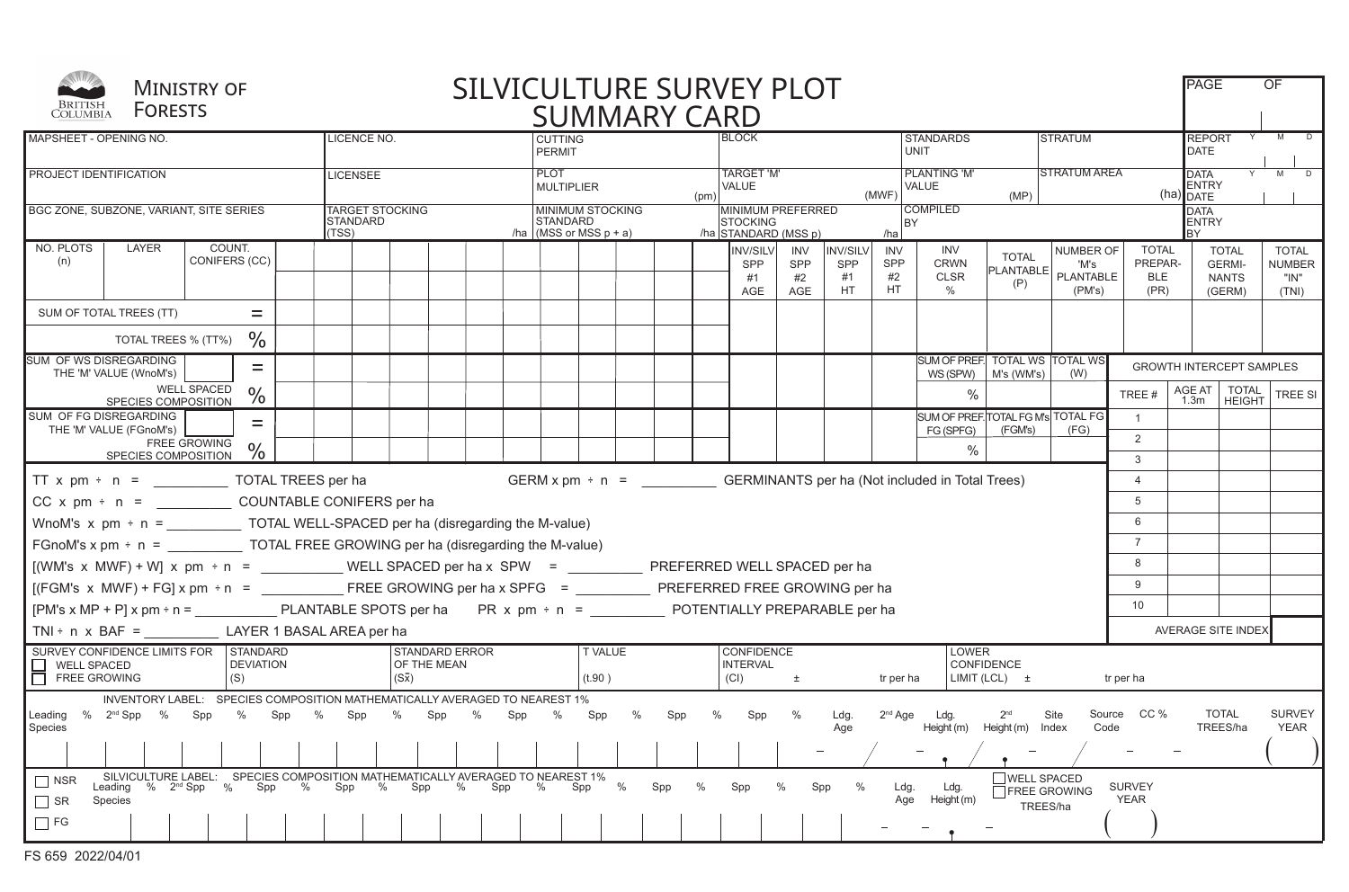British Columbia MINISTRY OF FORESTS

# SILVICULTURE SURVEY PLOT SUMMARY CARD

PAGE ___ OF ___

| MAPSHEET - OPENING NO. | LICENCE NO. | CUTTING PERMIT | BLOCK | STANDARDS UNIT | STRATUM | REPORT DATE Y M D |
|---|---|---|---|---|---|---|
| PROJECT IDENTIFICATION | LICENSEE | PLOT MULTIPLIER (pm) | TARGET 'M' VALUE (MWF) | PLANTING 'M' VALUE (MP) | STRATUM AREA (ha) | DATA ENTRY DATE Y M D |
| BGC ZONE, SUBZONE, VARIANT, SITE SERIES | TARGET STOCKING STANDARD (TSS) /ha | MINIMUM STOCKING STANDARD (MSS or MSS p + a) /ha | MINIMUM PREFERRED STOCKING STANDARD (MSS p) /ha | COMPILED BY | | DATA ENTRY BY |

| NO. PLOTS (n) | LAYER | COUNT. CONIFERS (CC) | | | | | | | | | | | | INV/SILV SPP #1 AGE | INV SPP #2 AGE | INV/SILV SPP #1 HT | INV SPP #2 HT | INV CRWN CLSR % | TOTAL PLANTABLE (P) | NUMBER OF 'M's PLANTABLE (PM's) | TOTAL PREPAR-BLE (PR) | TOTAL GERMI-NANTS (GERM) | TOTAL NUMBER "IN" (TNI) |
|---|---|---|---|---|---|---|---|---|---|---|---|---|---|---|---|---|---|---|---|---|---|---|---|
| SUM OF TOTAL TREES (TT) | | = | | | | | | | | | | | | | | | | | | | | | |
| TOTAL TREES % (TT%) | | % | | | | | | | | | | | | | | | | | | | | | |
| SUM OF WS DISREGARDING THE 'M' VALUE (WnoM's) | | = | | | | | | | | | | | | | | | | SUM OF PREF. WS (SPW) | TOTAL WS M's (WM's) | TOTAL WS (W) | | | |
| WELL SPACED SPECIES COMPOSITION | | % | | | | | | | | | | | | | | | | % | | | | | |
| SUM OF FG DISREGARDING THE 'M' VALUE (FGnoM's) | | = | | | | | | | | | | | | | | | | SUM OF PREF. FG (SPFG) | TOTAL FG M's (FGM's) | TOTAL FG (FG) | | | |
| FREE GROWING SPECIES COMPOSITION | | % | | | | | | | | | | | | | | | | % | | | | | |

TT x pm ÷ n = __________ TOTAL TREES per ha     GERM x pm ÷ n = __________ GERMINANTS per ha (Not included in Total Trees)

CC x pm ÷ n = __________ COUNTABLE CONIFERS per ha

WnoM's x pm ÷ n = __________ TOTAL WELL-SPACED per ha (disregarding the M-value)

FGnoM's x pm ÷ n = __________ TOTAL FREE GROWING per ha (disregarding the M-value)

[(WM's x MWF) + W] x pm ÷ n = __________ WELL SPACED per ha x SPW = __________ PREFERRED WELL SPACED per ha

[(FGM's x MWF) + FG] x pm ÷ n = __________ FREE GROWING per ha x SPFG = __________ PREFERRED FREE GROWING per ha

[PM's x MP + P] x pm ÷ n = __________ PLANTABLE SPOTS per ha     PR x pm ÷ n = __________ POTENTIALLY PREPARABLE per ha

TNI ÷ n x BAF = __________ LAYER 1 BASAL AREA per ha

**GROWTH INTERCEPT SAMPLES**

| TREE # | AGE AT 1.3m | TOTAL HEIGHT | TREE SI |
|---|---|---|---|
| 1 | | | |
| 2 | | | |
| 3 | | | |
| 4 | | | |
| 5 | | | |
| 6 | | | |
| 7 | | | |
| 8 | | | |
| 9 | | | |
| 10 | | | |
| AVERAGE SITE INDEX | | | |

| SURVEY CONFIDENCE LIMITS FOR ☐ WELL SPACED ☐ FREE GROWING | STANDARD DEVIATION (S) | STANDARD ERROR OF THE MEAN ($S\bar{x}$) | T VALUE (t.90) | CONFIDENCE INTERVAL (CI) ± tr per ha | LOWER CONFIDENCE LIMIT (LCL) ± tr per ha |
|---|---|---|---|---|---|
| | | | | | |

INVENTORY LABEL: SPECIES COMPOSITION MATHEMATICALLY AVERAGED TO NEAREST 1%

| Leading Species | % | 2nd Spp | % | Spp | % | Spp | % | Spp | % | Spp | % | Spp | % | Spp | % | Spp | % | Spp | % | Ldg. Age | 2nd Age | Ldg. Height (m) | 2nd Height (m) | Site Index | Source Code | CC % | TOTAL TREES/ha | SURVEY YEAR |
|---|---|---|---|---|---|---|---|---|---|---|---|---|---|---|---|---|---|---|---|---|---|---|---|---|---|---|---|---|
| | | | | | | | | | | | | | | | | | | | | | | | | | | | | ( ) |

☐ NSR ☐ SR ☐ FG

SILVICULTURE LABEL: SPECIES COMPOSITION MATHEMATICALLY AVERAGED TO NEAREST 1%

| Leading Species | % | 2nd Spp | % | Spp | % | Spp | % | Spp | % | Spp | % | Spp | % | Spp | % | Spp | % | Spp | % | Ldg. Age | Ldg. Height (m) | ☐ WELL SPACED ☐ FREE GROWING TREES/ha | SURVEY YEAR |
|---|---|---|---|---|---|---|---|---|---|---|---|---|---|---|---|---|---|---|---|---|---|---|---|
| | | | | | | | | | | | | | | | | | | | | | | | ( ) |

FS 659 2022/04/01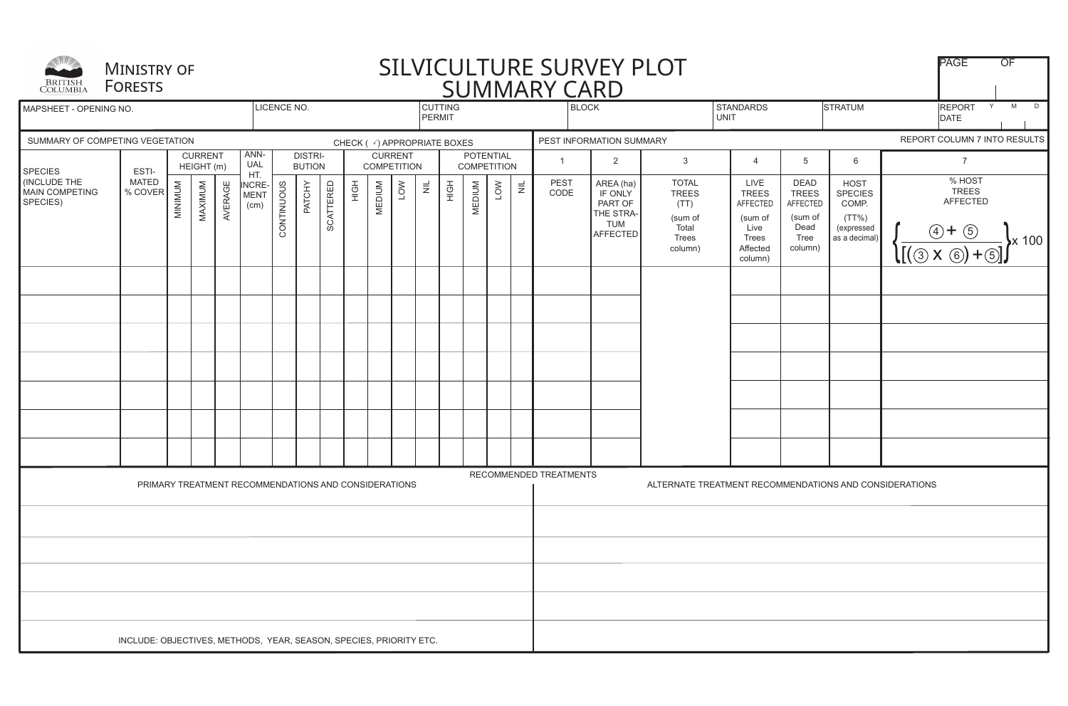Ministry of Forests

British Columbia

# SILVICULTURE SURVEY PLOT SUMMARY CARD

PAGE OF

| MAPSHEET - OPENING NO. | LICENCE NO. | CUTTING PERMIT | BLOCK | STANDARDS UNIT | STRATUM | REPORT DATE Y M D |
|---|---|---|---|---|---|---|
| | | | | | | |

SUMMARY OF COMPETING VEGETATION — CHECK ( √ ) APPROPRIATE BOXES

| SPECIES (INCLUDE THE MAIN COMPETING SPECIES) | ESTIMATED % COVER | CURRENT HEIGHT (m) | | | ANNUAL HT. INCREMENT (cm) | DISTRIBUTION | | | CURRENT COMPETITION | | | | POTENTIAL COMPETITION | | | |
|---|---|---|---|---|---|---|---|---|---|---|---|---|---|---|---|---|
| | | MINIMUM | MAXIMUM | AVERAGE | | CONTINUOUS | PATCHY | SCATTERED | HIGH | MEDIUM | LOW | NIL | HIGH | MEDIUM | LOW | NIL |
| | | | | | | | | | | | | | | | | |
| | | | | | | | | | | | | | | | | |
| | | | | | | | | | | | | | | | | |
| | | | | | | | | | | | | | | | | |
| | | | | | | | | | | | | | | | | |
| | | | | | | | | | | | | | | | | |
| | | | | | | | | | | | | | | | | |

PEST INFORMATION SUMMARY — REPORT COLUMN 7 INTO RESULTS

| 1 | 2 | 3 | 4 | 5 | 6 | 7 |
|---|---|---|---|---|---|---|
| PEST CODE | AREA (ha) IF ONLY PART OF THE STRATUM AFFECTED | TOTAL TREES (TT) (sum of Total Trees column) | LIVE TREES AFFECTED (sum of Live Trees Affected column) | DEAD TREES AFFECTED (sum of Dead Tree column) | HOST SPECIES COMP. (TT%) (expressed as a decimal) | % HOST TREES AFFECTED $\left\{\frac{④ + ⑤}{[(③ \times ⑥) + ⑤]}\right\} \times 100$ |
| | | | | | | |
| | | | | | | |
| | | | | | | |
| | | | | | | |
| | | | | | | |
| | | | | | | |
| | | | | | | |

RECOMMENDED TREATMENTS

| PRIMARY TREATMENT RECOMMENDATIONS AND CONSIDERATIONS | ALTERNATE TREATMENT RECOMMENDATIONS AND CONSIDERATIONS |
|---|---|
| | |
| | |
| | |
| | |
| INCLUDE: OBJECTIVES, METHODS, YEAR, SEASON, SPECIES, PRIORITY ETC. | |